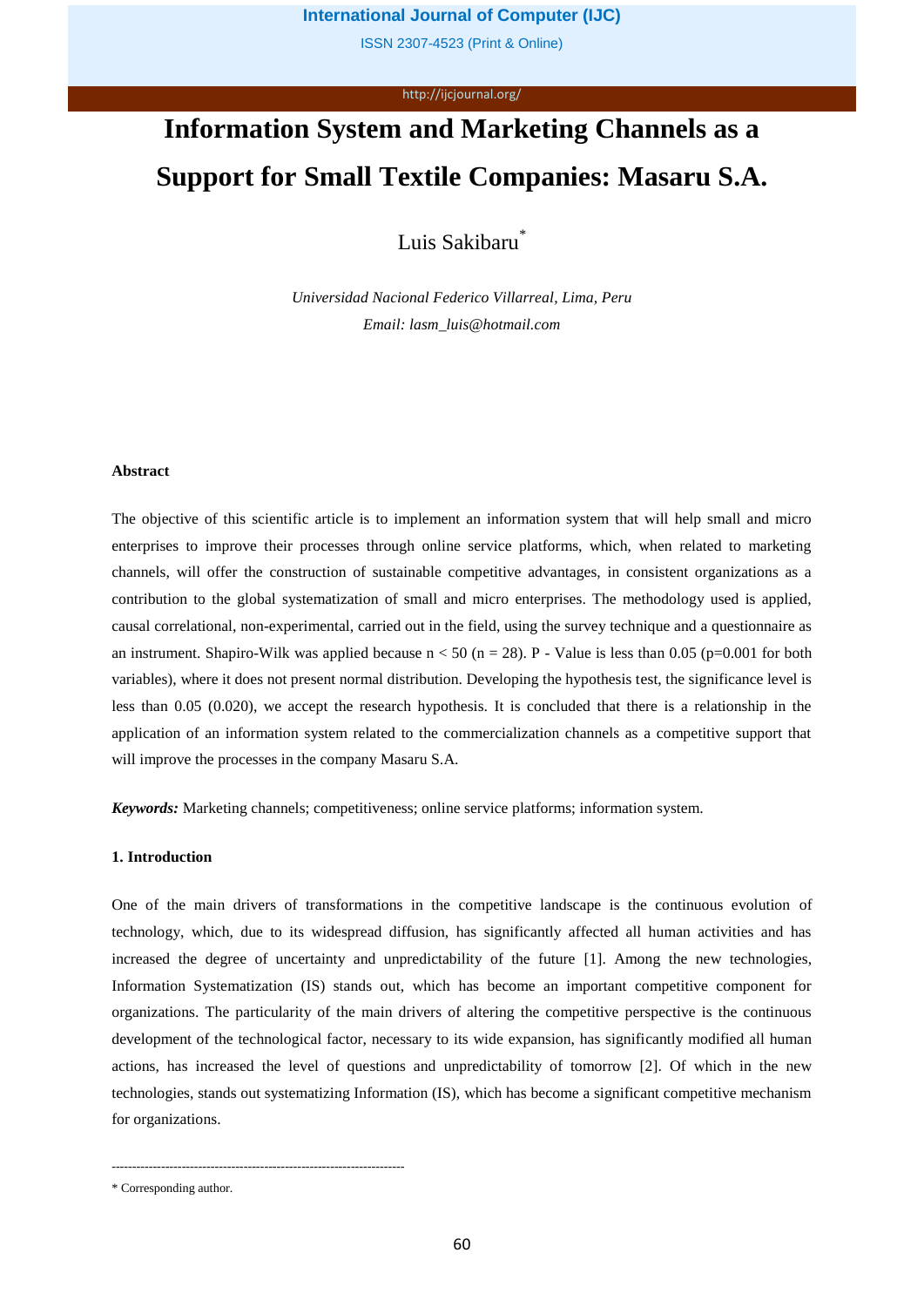# Information System and Marketing Channels as a Support for Small Textile Companies: Masaru S.A.

Luis Sakibaru*

*Universidad Nacional Federico Villarreal, Lima, Peru*
*Email: lasm_luis@hotmail.com*

## Abstract

The objective of this scientific article is to implement an information system that will help small and micro enterprises to improve their processes through online service platforms, which, when related to marketing channels, will offer the construction of sustainable competitive advantages, in consistent organizations as a contribution to the global systematization of small and micro enterprises. The methodology used is applied, causal correlational, non-experimental, carried out in the field, using the survey technique and a questionnaire as an instrument. Shapiro-Wilk was applied because $n < 50$ ($n = 28$). P - Value is less than 0.05 ($p=0.001$ for both variables), where it does not present normal distribution. Developing the hypothesis test, the significance level is less than 0.05 (0.020), we accept the research hypothesis. It is concluded that there is a relationship in the application of an information system related to the commercialization channels as a competitive support that will improve the processes in the company Masaru S.A.

***Keywords:*** Marketing channels; competitiveness; online service platforms; information system.

## 1. Introduction

One of the main drivers of transformations in the competitive landscape is the continuous evolution of technology, which, due to its widespread diffusion, has significantly affected all human activities and has increased the degree of uncertainty and unpredictability of the future [1]. Among the new technologies, Information Systematization (IS) stands out, which has become an important competitive component for organizations. The particularity of the main drivers of altering the competitive perspective is the continuous development of the technological factor, necessary to its wide expansion, has significantly modified all human actions, has increased the level of questions and unpredictability of tomorrow [2]. Of which in the new technologies, stands out systematizing Information (IS), which has become a significant competitive mechanism for organizations.

---

* Corresponding author.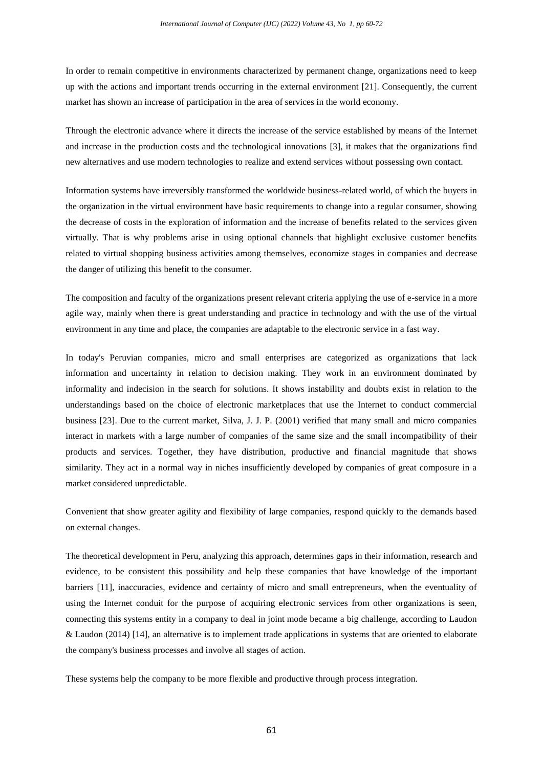In order to remain competitive in environments characterized by permanent change, organizations need to keep up with the actions and important trends occurring in the external environment [21]. Consequently, the current market has shown an increase of participation in the area of services in the world economy.

Through the electronic advance where it directs the increase of the service established by means of the Internet and increase in the production costs and the technological innovations [3], it makes that the organizations find new alternatives and use modern technologies to realize and extend services without possessing own contact.

Information systems have irreversibly transformed the worldwide business-related world, of which the buyers in the organization in the virtual environment have basic requirements to change into a regular consumer, showing the decrease of costs in the exploration of information and the increase of benefits related to the services given virtually. That is why problems arise in using optional channels that highlight exclusive customer benefits related to virtual shopping business activities among themselves, economize stages in companies and decrease the danger of utilizing this benefit to the consumer.

The composition and faculty of the organizations present relevant criteria applying the use of e-service in a more agile way, mainly when there is great understanding and practice in technology and with the use of the virtual environment in any time and place, the companies are adaptable to the electronic service in a fast way.

In today's Peruvian companies, micro and small enterprises are categorized as organizations that lack information and uncertainty in relation to decision making. They work in an environment dominated by informality and indecision in the search for solutions. It shows instability and doubts exist in relation to the understandings based on the choice of electronic marketplaces that use the Internet to conduct commercial business [23]. Due to the current market, Silva, J. J. P. (2001) verified that many small and micro companies interact in markets with a large number of companies of the same size and the small incompatibility of their products and services. Together, they have distribution, productive and financial magnitude that shows similarity. They act in a normal way in niches insufficiently developed by companies of great composure in a market considered unpredictable.

Convenient that show greater agility and flexibility of large companies, respond quickly to the demands based on external changes.

The theoretical development in Peru, analyzing this approach, determines gaps in their information, research and evidence, to be consistent this possibility and help these companies that have knowledge of the important barriers [11], inaccuracies, evidence and certainty of micro and small entrepreneurs, when the eventuality of using the Internet conduit for the purpose of acquiring electronic services from other organizations is seen, connecting this systems entity in a company to deal in joint mode became a big challenge, according to Laudon & Laudon (2014) [14], an alternative is to implement trade applications in systems that are oriented to elaborate the company's business processes and involve all stages of action.

These systems help the company to be more flexible and productive through process integration.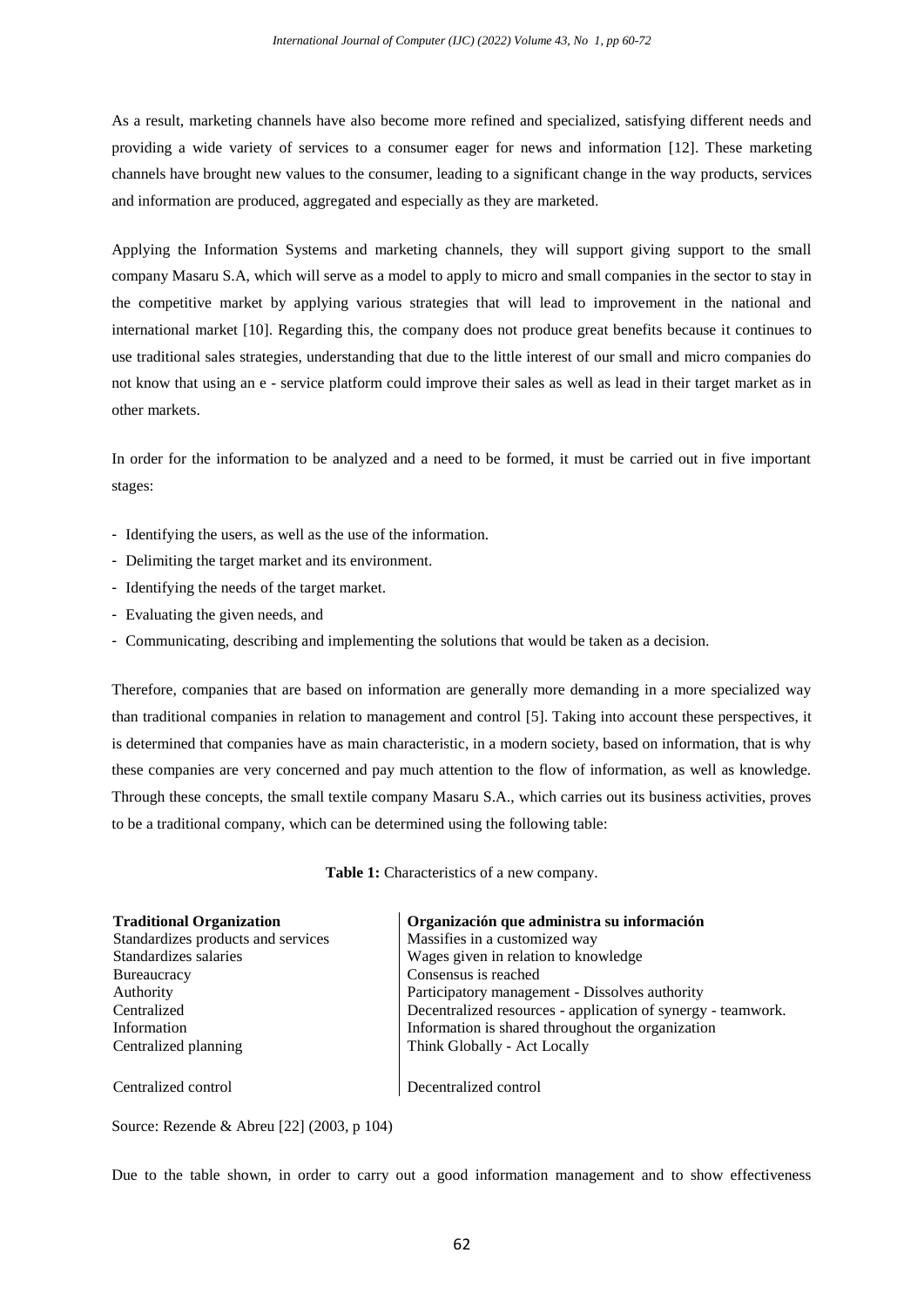As a result, marketing channels have also become more refined and specialized, satisfying different needs and providing a wide variety of services to a consumer eager for news and information [12]. These marketing channels have brought new values to the consumer, leading to a significant change in the way products, services and information are produced, aggregated and especially as they are marketed.

Applying the Information Systems and marketing channels, they will support giving support to the small company Masaru S.A, which will serve as a model to apply to micro and small companies in the sector to stay in the competitive market by applying various strategies that will lead to improvement in the national and international market [10]. Regarding this, the company does not produce great benefits because it continues to use traditional sales strategies, understanding that due to the little interest of our small and micro companies do not know that using an e - service platform could improve their sales as well as lead in their target market as in other markets.

In order for the information to be analyzed and a need to be formed, it must be carried out in five important stages:

- Identifying the users, as well as the use of the information.
- Delimiting the target market and its environment.
- Identifying the needs of the target market.
- Evaluating the given needs, and
- Communicating, describing and implementing the solutions that would be taken as a decision.

Therefore, companies that are based on information are generally more demanding in a more specialized way than traditional companies in relation to management and control [5]. Taking into account these perspectives, it is determined that companies have as main characteristic, in a modern society, based on information, that is why these companies are very concerned and pay much attention to the flow of information, as well as knowledge. Through these concepts, the small textile company Masaru S.A., which carries out its business activities, proves to be a traditional company, which can be determined using the following table:

**Table 1:** Characteristics of a new company.

| **Traditional Organization** | **Organización que administra su información** |
|---|---|
| Standardizes products and services | Massifies in a customized way |
| Standardizes salaries | Wages given in relation to knowledge |
| Bureaucracy | Consensus is reached |
| Authority | Participatory management - Dissolves authority |
| Centralized | Decentralized resources - application of synergy - teamwork. |
| Information | Information is shared throughout the organization |
| Centralized planning | Think Globally - Act Locally |
| Centralized control | Decentralized control |

Source: Rezende & Abreu [22] (2003, p 104)

Due to the table shown, in order to carry out a good information management and to show effectiveness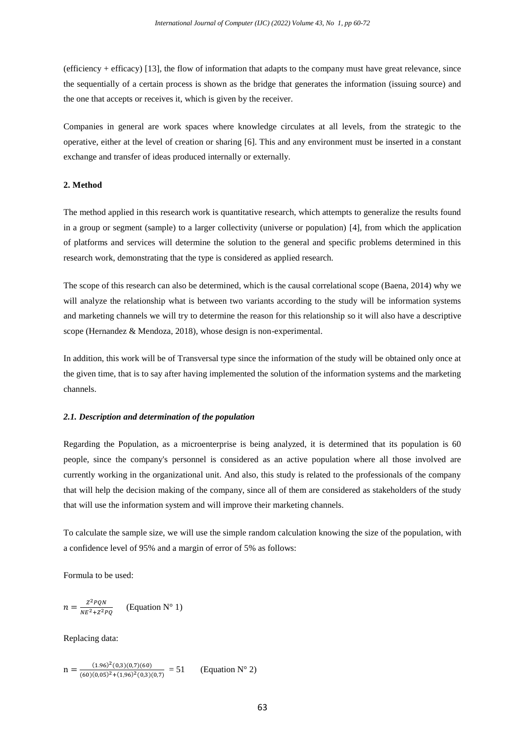(efficiency + efficacy) [13], the flow of information that adapts to the company must have great relevance, since the sequentially of a certain process is shown as the bridge that generates the information (issuing source) and the one that accepts or receives it, which is given by the receiver.

Companies in general are work spaces where knowledge circulates at all levels, from the strategic to the operative, either at the level of creation or sharing [6]. This and any environment must be inserted in a constant exchange and transfer of ideas produced internally or externally.

## 2. Method

The method applied in this research work is quantitative research, which attempts to generalize the results found in a group or segment (sample) to a larger collectivity (universe or population) [4], from which the application of platforms and services will determine the solution to the general and specific problems determined in this research work, demonstrating that the type is considered as applied research.

The scope of this research can also be determined, which is the causal correlational scope (Baena, 2014) why we will analyze the relationship what is between two variants according to the study will be information systems and marketing channels we will try to determine the reason for this relationship so it will also have a descriptive scope (Hernandez & Mendoza, 2018), whose design is non-experimental.

In addition, this work will be of Transversal type since the information of the study will be obtained only once at the given time, that is to say after having implemented the solution of the information systems and the marketing channels.

### *2.1. Description and determination of the population*

Regarding the Population, as a microenterprise is being analyzed, it is determined that its population is 60 people, since the company's personnel is considered as an active population where all those involved are currently working in the organizational unit. And also, this study is related to the professionals of the company that will help the decision making of the company, since all of them are considered as stakeholders of the study that will use the information system and will improve their marketing channels.

To calculate the sample size, we will use the simple random calculation knowing the size of the population, with a confidence level of 95% and a margin of error of 5% as follows:

Formula to be used:

$$n = \frac{Z^2 PQN}{NE^2 + Z^2 PQ} \qquad \text{(Equation N° 1)}$$

Replacing data:

$$n = \frac{(1.96)^2 (0{,}3)(0{,}7)(60)}{(60)(0{,}05)^2 + (1{,}96)^2 (0{,}3)(0{,}7)} = 51 \qquad \text{(Equation N° 2)}$$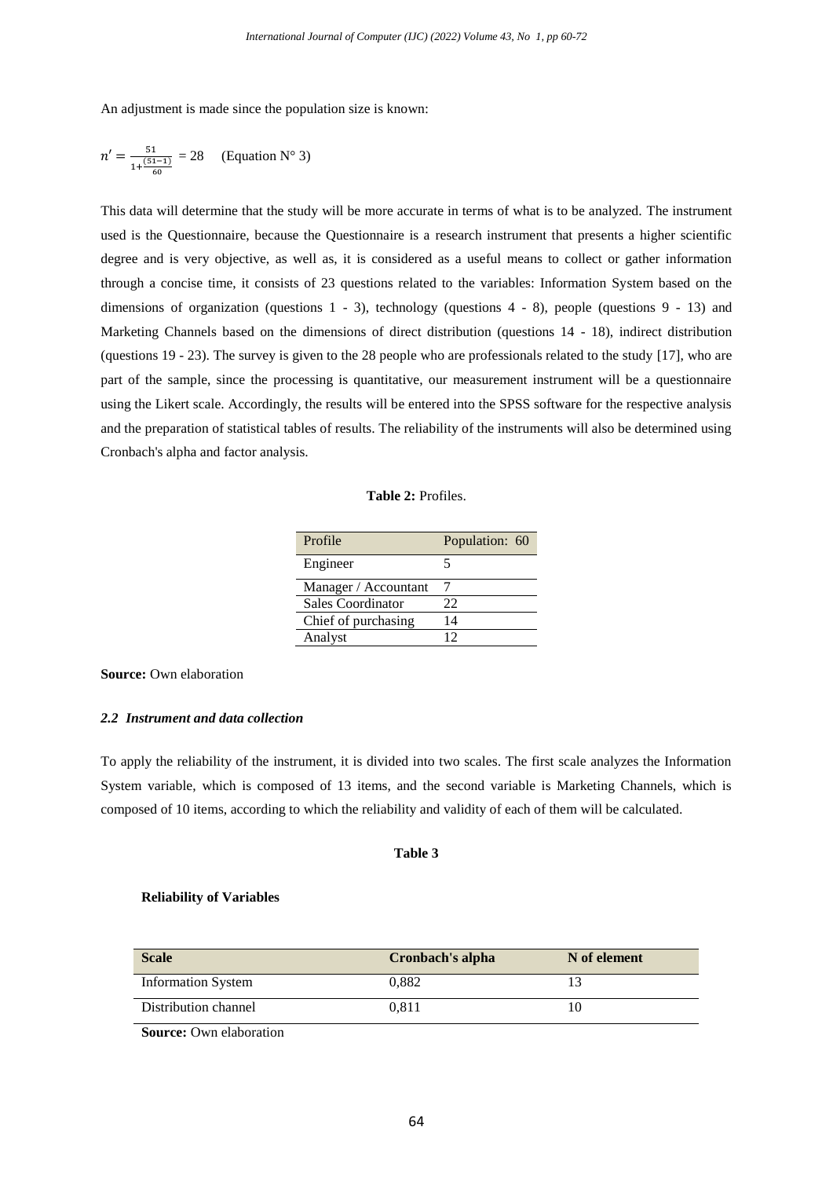An adjustment is made since the population size is known:

$$n' = \frac{51}{1+\frac{(51-1)}{60}} = 28 \quad \text{(Equation N° 3)}$$

This data will determine that the study will be more accurate in terms of what is to be analyzed. The instrument used is the Questionnaire, because the Questionnaire is a research instrument that presents a higher scientific degree and is very objective, as well as, it is considered as a useful means to collect or gather information through a concise time, it consists of 23 questions related to the variables: Information System based on the dimensions of organization (questions 1 - 3), technology (questions 4 - 8), people (questions 9 - 13) and Marketing Channels based on the dimensions of direct distribution (questions 14 - 18), indirect distribution (questions 19 - 23). The survey is given to the 28 people who are professionals related to the study [17], who are part of the sample, since the processing is quantitative, our measurement instrument will be a questionnaire using the Likert scale. Accordingly, the results will be entered into the SPSS software for the respective analysis and the preparation of statistical tables of results. The reliability of the instruments will also be determined using Cronbach's alpha and factor analysis.

**Table 2:** Profiles.

| Profile | Population: 60 |
|---|---|
| Engineer | 5 |
| Manager / Accountant | 7 |
| Sales Coordinator | 22 |
| Chief of purchasing | 14 |
| Analyst | 12 |

**Source:** Own elaboration

### *2.2 Instrument and data collection*

To apply the reliability of the instrument, it is divided into two scales. The first scale analyzes the Information System variable, which is composed of 13 items, and the second variable is Marketing Channels, which is composed of 10 items, according to which the reliability and validity of each of them will be calculated.

**Table 3**

**Reliability of Variables**

| Scale | Cronbach's alpha | N of element |
|---|---|---|
| Information System | 0,882 | 13 |
| Distribution channel | 0,811 | 10 |

**Source:** Own elaboration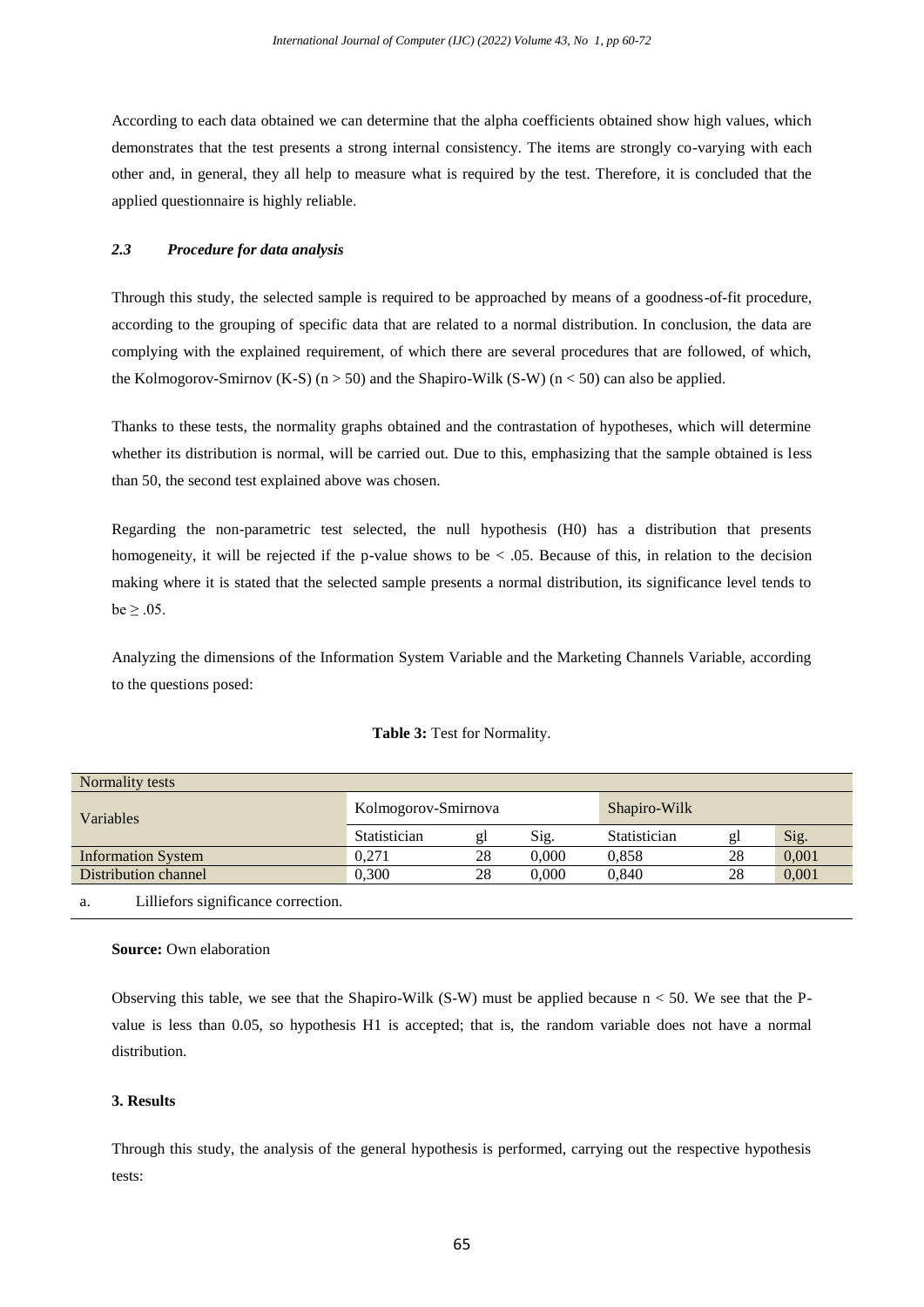According to each data obtained we can determine that the alpha coefficients obtained show high values, which demonstrates that the test presents a strong internal consistency. The items are strongly co-varying with each other and, in general, they all help to measure what is required by the test. Therefore, it is concluded that the applied questionnaire is highly reliable.

### *2.3 Procedure for data analysis*

Through this study, the selected sample is required to be approached by means of a goodness-of-fit procedure, according to the grouping of specific data that are related to a normal distribution. In conclusion, the data are complying with the explained requirement, of which there are several procedures that are followed, of which, the Kolmogorov-Smirnov (K-S) ($n > 50$) and the Shapiro-Wilk (S-W) ($n < 50$) can also be applied.

Thanks to these tests, the normality graphs obtained and the contrastation of hypotheses, which will determine whether its distribution is normal, will be carried out. Due to this, emphasizing that the sample obtained is less than 50, the second test explained above was chosen.

Regarding the non-parametric test selected, the null hypothesis (H0) has a distribution that presents homogeneity, it will be rejected if the p-value shows to be $< .05$. Because of this, in relation to the decision making where it is stated that the selected sample presents a normal distribution, its significance level tends to be $\geq .05$.

Analyzing the dimensions of the Information System Variable and the Marketing Channels Variable, according to the questions posed:

**Table 3:** Test for Normality.

| Normality tests | | | | | | |
|---|---|---|---|---|---|---|
| Variables | Kolmogorov-Smirnova | | | Shapiro-Wilk | | |
| | Statistician | gl | Sig. | Statistician | gl | Sig. |
| Information System | 0,271 | 28 | 0,000 | 0,858 | 28 | 0,001 |
| Distribution channel | 0,300 | 28 | 0,000 | 0,840 | 28 | 0,001 |

a. Lilliefors significance correction.

**Source:** Own elaboration

Observing this table, we see that the Shapiro-Wilk (S-W) must be applied because $n < 50$. We see that the P-value is less than 0.05, so hypothesis H1 is accepted; that is, the random variable does not have a normal distribution.

### 3. Results

Through this study, the analysis of the general hypothesis is performed, carrying out the respective hypothesis tests: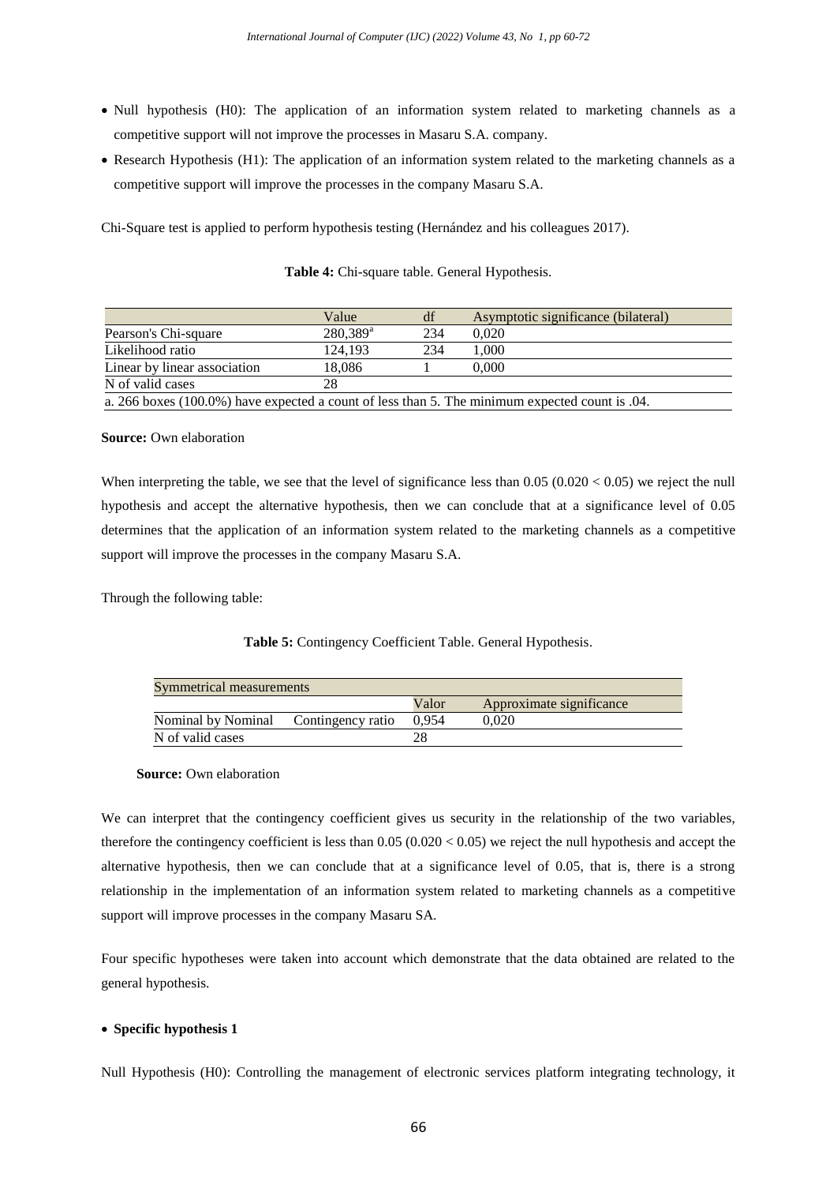- Null hypothesis (H0): The application of an information system related to marketing channels as a competitive support will not improve the processes in Masaru S.A. company.
- Research Hypothesis (H1): The application of an information system related to the marketing channels as a competitive support will improve the processes in the company Masaru S.A.

Chi-Square test is applied to perform hypothesis testing (Hernández and his colleagues 2017).

**Table 4:** Chi-square table. General Hypothesis.

| | Value | df | Asymptotic significance (bilateral) |
|---|---|---|---|
| Pearson's Chi-square | 280,389[a] | 234 | 0,020 |
| Likelihood ratio | 124,193 | 234 | 1,000 |
| Linear by linear association | 18,086 | 1 | 0,000 |
| N of valid cases | 28 | | |
| a. 266 boxes (100.0%) have expected a count of less than 5. The minimum expected count is .04. | | | |

**Source:** Own elaboration

When interpreting the table, we see that the level of significance less than 0.05 (0.020 < 0.05) we reject the null hypothesis and accept the alternative hypothesis, then we can conclude that at a significance level of 0.05 determines that the application of an information system related to the marketing channels as a competitive support will improve the processes in the company Masaru S.A.

Through the following table:

**Table 5:** Contingency Coefficient Table. General Hypothesis.

| Symmetrical measurements | | | |
|---|---|---|---|
| | | Valor | Approximate significance |
| Nominal by Nominal | Contingency ratio | 0,954 | 0,020 |
| N of valid cases | | 28 | |

**Source:** Own elaboration

We can interpret that the contingency coefficient gives us security in the relationship of the two variables, therefore the contingency coefficient is less than 0.05 (0.020 < 0.05) we reject the null hypothesis and accept the alternative hypothesis, then we can conclude that at a significance level of 0.05, that is, there is a strong relationship in the implementation of an information system related to marketing channels as a competitive support will improve processes in the company Masaru SA.

Four specific hypotheses were taken into account which demonstrate that the data obtained are related to the general hypothesis.

- **Specific hypothesis 1**

Null Hypothesis (H0): Controlling the management of electronic services platform integrating technology, it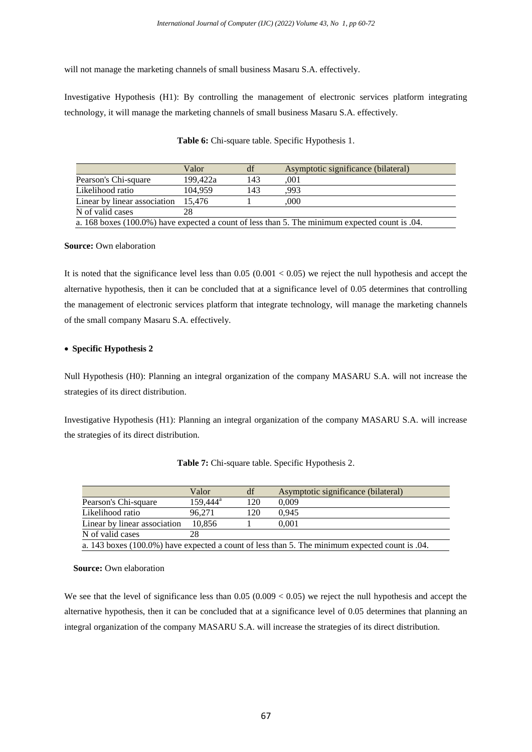will not manage the marketing channels of small business Masaru S.A. effectively.

Investigative Hypothesis (H1): By controlling the management of electronic services platform integrating technology, it will manage the marketing channels of small business Masaru S.A. effectively.

**Table 6:** Chi-square table. Specific Hypothesis 1.

| | Valor | df | Asymptotic significance (bilateral) |
|---|---|---|---|
| Pearson's Chi-square | 199,422a | 143 | ,001 |
| Likelihood ratio | 104,959 | 143 | ,993 |
| Linear by linear association | 15,476 | 1 | ,000 |
| N of valid cases | 28 | | |
| a. 168 boxes (100.0%) have expected a count of less than 5. The minimum expected count is .04. | | | |

**Source:** Own elaboration

It is noted that the significance level less than 0.05 (0.001 < 0.05) we reject the null hypothesis and accept the alternative hypothesis, then it can be concluded that at a significance level of 0.05 determines that controlling the management of electronic services platform that integrate technology, will manage the marketing channels of the small company Masaru S.A. effectively.

- **Specific Hypothesis 2**

Null Hypothesis (H0): Planning an integral organization of the company MASARU S.A. will not increase the strategies of its direct distribution.

Investigative Hypothesis (H1): Planning an integral organization of the company MASARU S.A. will increase the strategies of its direct distribution.

**Table 7:** Chi-square table. Specific Hypothesis 2.

| | Valor | df | Asymptotic significance (bilateral) |
|---|---|---|---|
| Pearson's Chi-square | 159,444[a] | 120 | 0,009 |
| Likelihood ratio | 96,271 | 120 | 0,945 |
| Linear by linear association | 10,856 | 1 | 0,001 |
| N of valid cases | 28 | | |
| a. 143 boxes (100.0%) have expected a count of less than 5. The minimum expected count is .04. | | | |

**Source:** Own elaboration

We see that the level of significance less than 0.05 (0.009 < 0.05) we reject the null hypothesis and accept the alternative hypothesis, then it can be concluded that at a significance level of 0.05 determines that planning an integral organization of the company MASARU S.A. will increase the strategies of its direct distribution.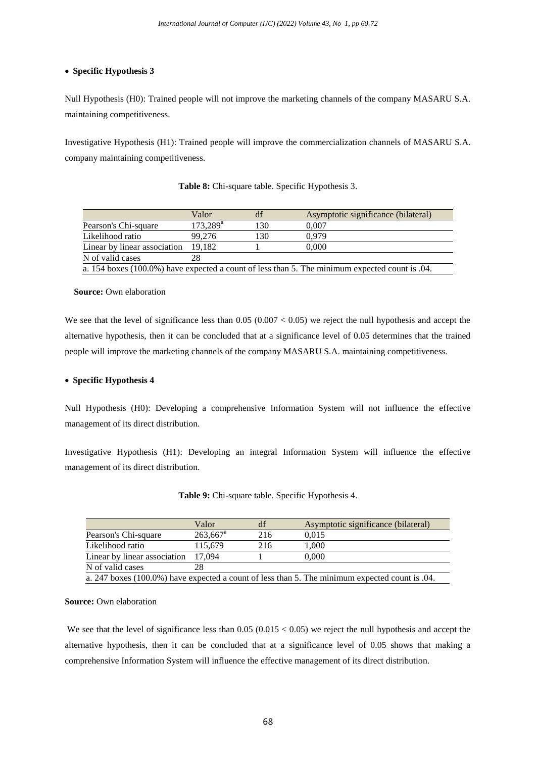- **Specific Hypothesis 3**

Null Hypothesis (H0): Trained people will not improve the marketing channels of the company MASARU S.A. maintaining competitiveness.

Investigative Hypothesis (H1): Trained people will improve the commercialization channels of MASARU S.A. company maintaining competitiveness.

**Table 8:** Chi-square table. Specific Hypothesis 3.

| | Valor | df | Asymptotic significance (bilateral) |
|---|---|---|---|
| Pearson's Chi-square | 173,289[a] | 130 | 0,007 |
| Likelihood ratio | 99,276 | 130 | 0,979 |
| Linear by linear association | 19,182 | 1 | 0,000 |
| N of valid cases | 28 | | |
| a. 154 boxes (100.0%) have expected a count of less than 5. The minimum expected count is .04. | | | |

**Source:** Own elaboration

We see that the level of significance less than 0.05 (0.007 < 0.05) we reject the null hypothesis and accept the alternative hypothesis, then it can be concluded that at a significance level of 0.05 determines that the trained people will improve the marketing channels of the company MASARU S.A. maintaining competitiveness.

- **Specific Hypothesis 4**

Null Hypothesis (H0): Developing a comprehensive Information System will not influence the effective management of its direct distribution.

Investigative Hypothesis (H1): Developing an integral Information System will influence the effective management of its direct distribution.

**Table 9:** Chi-square table. Specific Hypothesis 4.

| | Valor | df | Asymptotic significance (bilateral) |
|---|---|---|---|
| Pearson's Chi-square | 263,667[a] | 216 | 0,015 |
| Likelihood ratio | 115,679 | 216 | 1,000 |
| Linear by linear association | 17,094 | 1 | 0,000 |
| N of valid cases | 28 | | |
| a. 247 boxes (100.0%) have expected a count of less than 5. The minimum expected count is .04. | | | |

**Source:** Own elaboration

We see that the level of significance less than 0.05 (0.015 < 0.05) we reject the null hypothesis and accept the alternative hypothesis, then it can be concluded that at a significance level of 0.05 shows that making a comprehensive Information System will influence the effective management of its direct distribution.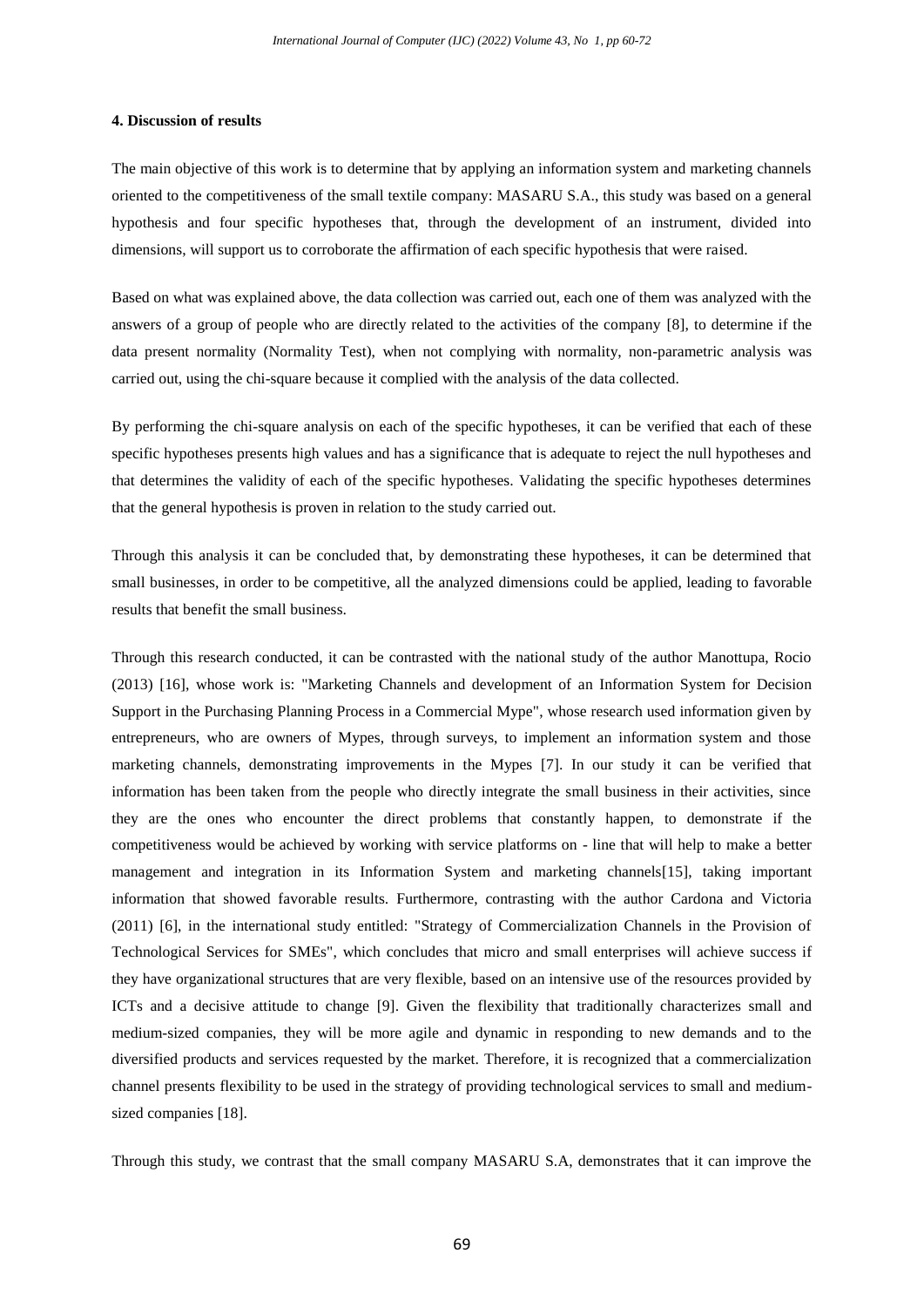#### 4. Discussion of results

The main objective of this work is to determine that by applying an information system and marketing channels oriented to the competitiveness of the small textile company: MASARU S.A., this study was based on a general hypothesis and four specific hypotheses that, through the development of an instrument, divided into dimensions, will support us to corroborate the affirmation of each specific hypothesis that were raised.

Based on what was explained above, the data collection was carried out, each one of them was analyzed with the answers of a group of people who are directly related to the activities of the company [8], to determine if the data present normality (Normality Test), when not complying with normality, non-parametric analysis was carried out, using the chi-square because it complied with the analysis of the data collected.

By performing the chi-square analysis on each of the specific hypotheses, it can be verified that each of these specific hypotheses presents high values and has a significance that is adequate to reject the null hypotheses and that determines the validity of each of the specific hypotheses. Validating the specific hypotheses determines that the general hypothesis is proven in relation to the study carried out.

Through this analysis it can be concluded that, by demonstrating these hypotheses, it can be determined that small businesses, in order to be competitive, all the analyzed dimensions could be applied, leading to favorable results that benefit the small business.

Through this research conducted, it can be contrasted with the national study of the author Manottupa, Rocio (2013) [16], whose work is: "Marketing Channels and development of an Information System for Decision Support in the Purchasing Planning Process in a Commercial Mype", whose research used information given by entrepreneurs, who are owners of Mypes, through surveys, to implement an information system and those marketing channels, demonstrating improvements in the Mypes [7]. In our study it can be verified that information has been taken from the people who directly integrate the small business in their activities, since they are the ones who encounter the direct problems that constantly happen, to demonstrate if the competitiveness would be achieved by working with service platforms on - line that will help to make a better management and integration in its Information System and marketing channels[15], taking important information that showed favorable results. Furthermore, contrasting with the author Cardona and Victoria (2011) [6], in the international study entitled: "Strategy of Commercialization Channels in the Provision of Technological Services for SMEs", which concludes that micro and small enterprises will achieve success if they have organizational structures that are very flexible, based on an intensive use of the resources provided by ICTs and a decisive attitude to change [9]. Given the flexibility that traditionally characterizes small and medium-sized companies, they will be more agile and dynamic in responding to new demands and to the diversified products and services requested by the market. Therefore, it is recognized that a commercialization channel presents flexibility to be used in the strategy of providing technological services to small and medium-sized companies [18].

Through this study, we contrast that the small company MASARU S.A, demonstrates that it can improve the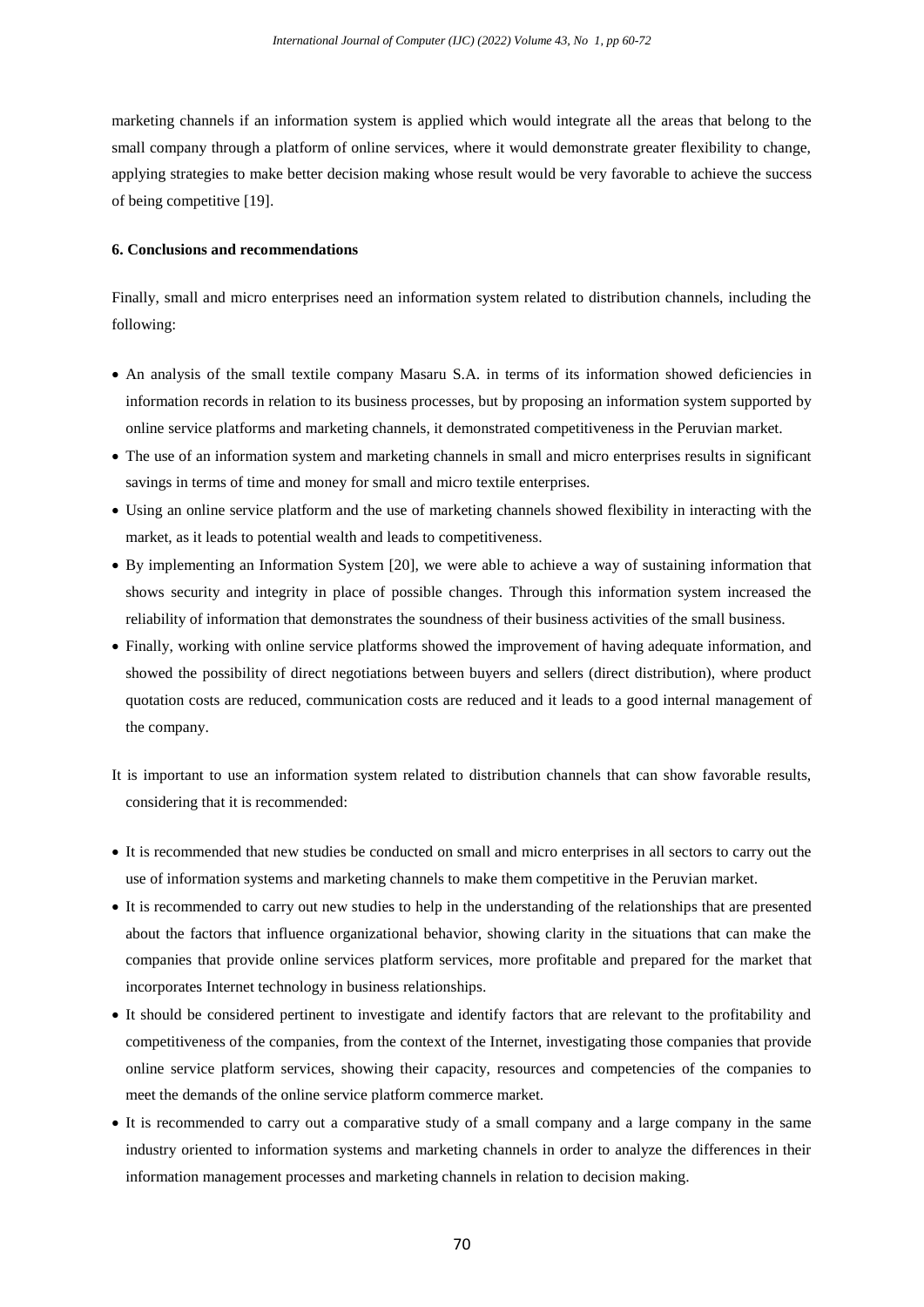marketing channels if an information system is applied which would integrate all the areas that belong to the small company through a platform of online services, where it would demonstrate greater flexibility to change, applying strategies to make better decision making whose result would be very favorable to achieve the success of being competitive [19].

**6. Conclusions and recommendations**

Finally, small and micro enterprises need an information system related to distribution channels, including the following:

- An analysis of the small textile company Masaru S.A. in terms of its information showed deficiencies in information records in relation to its business processes, but by proposing an information system supported by online service platforms and marketing channels, it demonstrated competitiveness in the Peruvian market.
- The use of an information system and marketing channels in small and micro enterprises results in significant savings in terms of time and money for small and micro textile enterprises.
- Using an online service platform and the use of marketing channels showed flexibility in interacting with the market, as it leads to potential wealth and leads to competitiveness.
- By implementing an Information System [20], we were able to achieve a way of sustaining information that shows security and integrity in place of possible changes. Through this information system increased the reliability of information that demonstrates the soundness of their business activities of the small business.
- Finally, working with online service platforms showed the improvement of having adequate information, and showed the possibility of direct negotiations between buyers and sellers (direct distribution), where product quotation costs are reduced, communication costs are reduced and it leads to a good internal management of the company.

It is important to use an information system related to distribution channels that can show favorable results, considering that it is recommended:

- It is recommended that new studies be conducted on small and micro enterprises in all sectors to carry out the use of information systems and marketing channels to make them competitive in the Peruvian market.
- It is recommended to carry out new studies to help in the understanding of the relationships that are presented about the factors that influence organizational behavior, showing clarity in the situations that can make the companies that provide online services platform services, more profitable and prepared for the market that incorporates Internet technology in business relationships.
- It should be considered pertinent to investigate and identify factors that are relevant to the profitability and competitiveness of the companies, from the context of the Internet, investigating those companies that provide online service platform services, showing their capacity, resources and competencies of the companies to meet the demands of the online service platform commerce market.
- It is recommended to carry out a comparative study of a small company and a large company in the same industry oriented to information systems and marketing channels in order to analyze the differences in their information management processes and marketing channels in relation to decision making.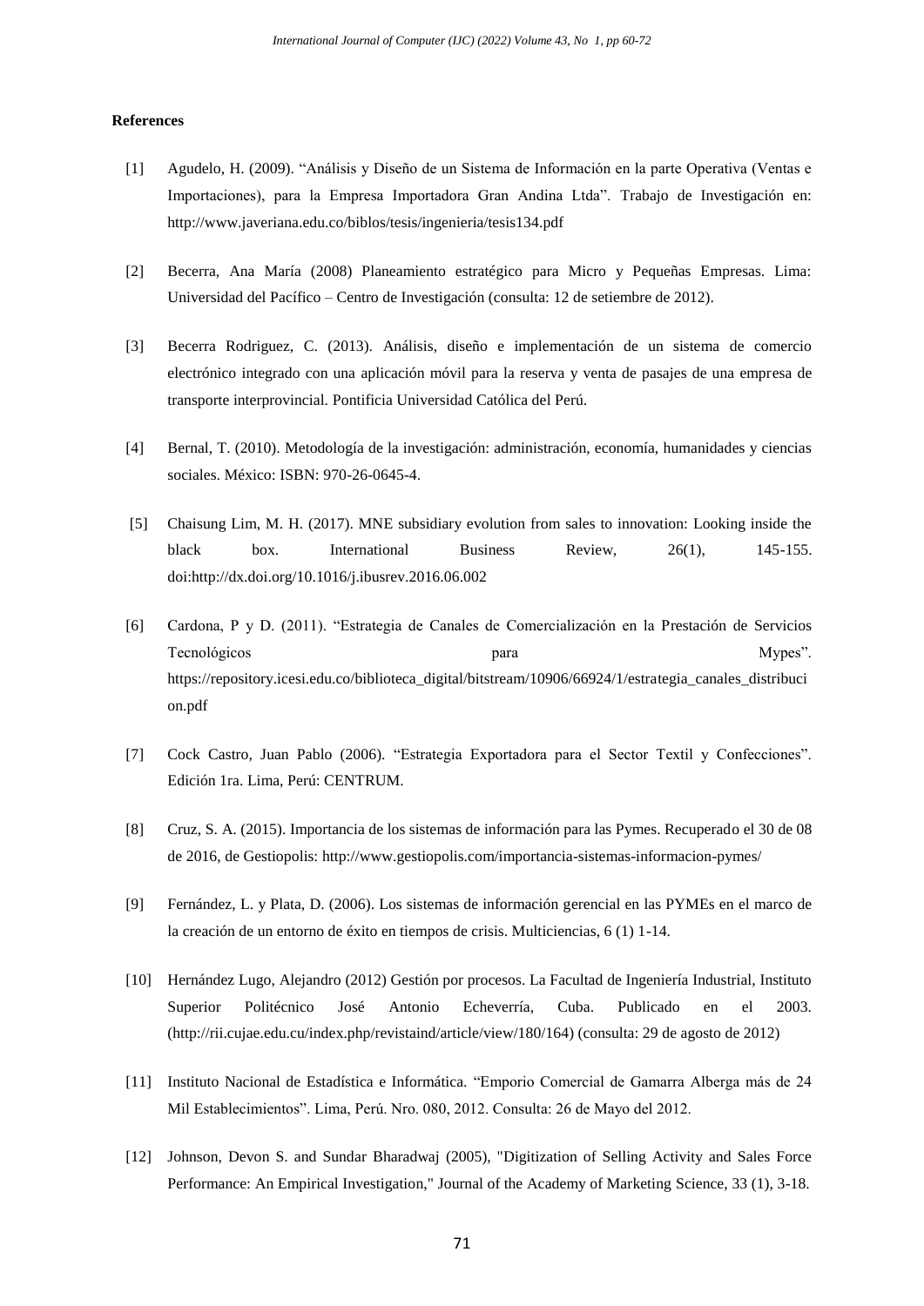**References**

[1] Agudelo, H. (2009). “Análisis y Diseño de un Sistema de Información en la parte Operativa (Ventas e Importaciones), para la Empresa Importadora Gran Andina Ltda”. Trabajo de Investigación en: http://www.javeriana.edu.co/biblos/tesis/ingenieria/tesis134.pdf

[2] Becerra, Ana María (2008) Planeamiento estratégico para Micro y Pequeñas Empresas. Lima: Universidad del Pacífico – Centro de Investigación (consulta: 12 de setiembre de 2012).

[3] Becerra Rodriguez, C. (2013). Análisis, diseño e implementación de un sistema de comercio electrónico integrado con una aplicación móvil para la reserva y venta de pasajes de una empresa de transporte interprovincial. Pontificia Universidad Católica del Perú.

[4] Bernal, T. (2010). Metodología de la investigación: administración, economía, humanidades y ciencias sociales. México: ISBN: 970-26-0645-4.

[5] Chaisung Lim, M. H. (2017). MNE subsidiary evolution from sales to innovation: Looking inside the black box. International Business Review, 26(1), 145-155. doi:http://dx.doi.org/10.1016/j.ibusrev.2016.06.002

[6] Cardona, P y D. (2011). “Estrategia de Canales de Comercialización en la Prestación de Servicios Tecnológicos para Mypes”. https://repository.icesi.edu.co/biblioteca_digital/bitstream/10906/66924/1/estrategia_canales_distribucion.pdf

[7] Cock Castro, Juan Pablo (2006). “Estrategia Exportadora para el Sector Textil y Confecciones”. Edición 1ra. Lima, Perú: CENTRUM.

[8] Cruz, S. A. (2015). Importancia de los sistemas de información para las Pymes. Recuperado el 30 de 08 de 2016, de Gestiopolis: http://www.gestiopolis.com/importancia-sistemas-informacion-pymes/

[9] Fernández, L. y Plata, D. (2006). Los sistemas de información gerencial en las PYMEs en el marco de la creación de un entorno de éxito en tiempos de crisis. Multiciencias, 6 (1) 1-14.

[10] Hernández Lugo, Alejandro (2012) Gestión por procesos. La Facultad de Ingeniería Industrial, Instituto Superior Politécnico José Antonio Echeverría, Cuba. Publicado en el 2003. (http://rii.cujae.edu.cu/index.php/revistaind/article/view/180/164) (consulta: 29 de agosto de 2012)

[11] Instituto Nacional de Estadística e Informática. “Emporio Comercial de Gamarra Alberga más de 24 Mil Establecimientos”. Lima, Perú. Nro. 080, 2012. Consulta: 26 de Mayo del 2012.

[12] Johnson, Devon S. and Sundar Bharadwaj (2005), "Digitization of Selling Activity and Sales Force Performance: An Empirical Investigation," Journal of the Academy of Marketing Science, 33 (1), 3-18.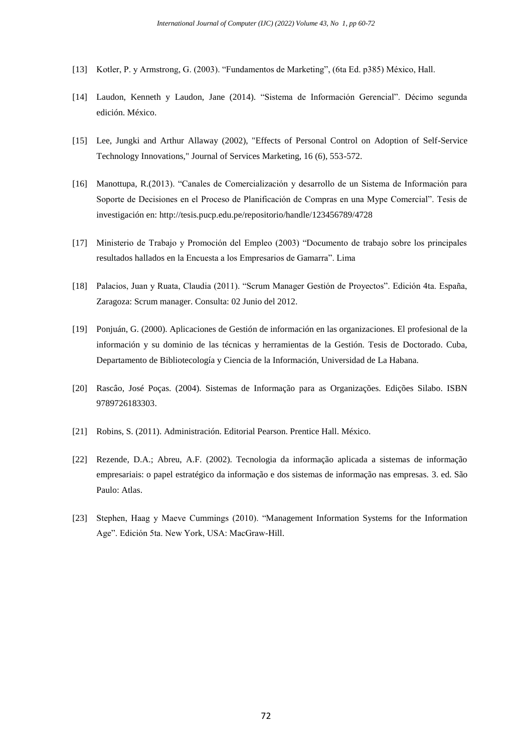[13] Kotler, P. y Armstrong, G. (2003). "Fundamentos de Marketing", (6ta Ed. p385) México, Hall.

[14] Laudon, Kenneth y Laudon, Jane (2014). "Sistema de Información Gerencial". Décimo segunda edición. México.

[15] Lee, Jungki and Arthur Allaway (2002), "Effects of Personal Control on Adoption of Self-Service Technology Innovations," Journal of Services Marketing, 16 (6), 553-572.

[16] Manottupa, R.(2013). "Canales de Comercialización y desarrollo de un Sistema de Información para Soporte de Decisiones en el Proceso de Planificación de Compras en una Mype Comercial". Tesis de investigación en: http://tesis.pucp.edu.pe/repositorio/handle/123456789/4728

[17] Ministerio de Trabajo y Promoción del Empleo (2003) "Documento de trabajo sobre los principales resultados hallados en la Encuesta a los Empresarios de Gamarra". Lima

[18] Palacios, Juan y Ruata, Claudia (2011). "Scrum Manager Gestión de Proyectos". Edición 4ta. España, Zaragoza: Scrum manager. Consulta: 02 Junio del 2012.

[19] Ponjuán, G. (2000). Aplicaciones de Gestión de información en las organizaciones. El profesional de la información y su dominio de las técnicas y herramientas de la Gestión. Tesis de Doctorado. Cuba, Departamento de Bibliotecología y Ciencia de la Información, Universidad de La Habana.

[20] Rascâo, José Poças. (2004). Sistemas de Informação para as Organizações. Edições Silabo. ISBN 9789726183303.

[21] Robins, S. (2011). Administración. Editorial Pearson. Prentice Hall. México.

[22] Rezende, D.A.; Abreu, A.F. (2002). Tecnologia da informação aplicada a sistemas de informação empresariais: o papel estratégico da informação e dos sistemas de informação nas empresas. 3. ed. São Paulo: Atlas.

[23] Stephen, Haag y Maeve Cummings (2010). "Management Information Systems for the Information Age". Edición 5ta. New York, USA: MacGraw-Hill.